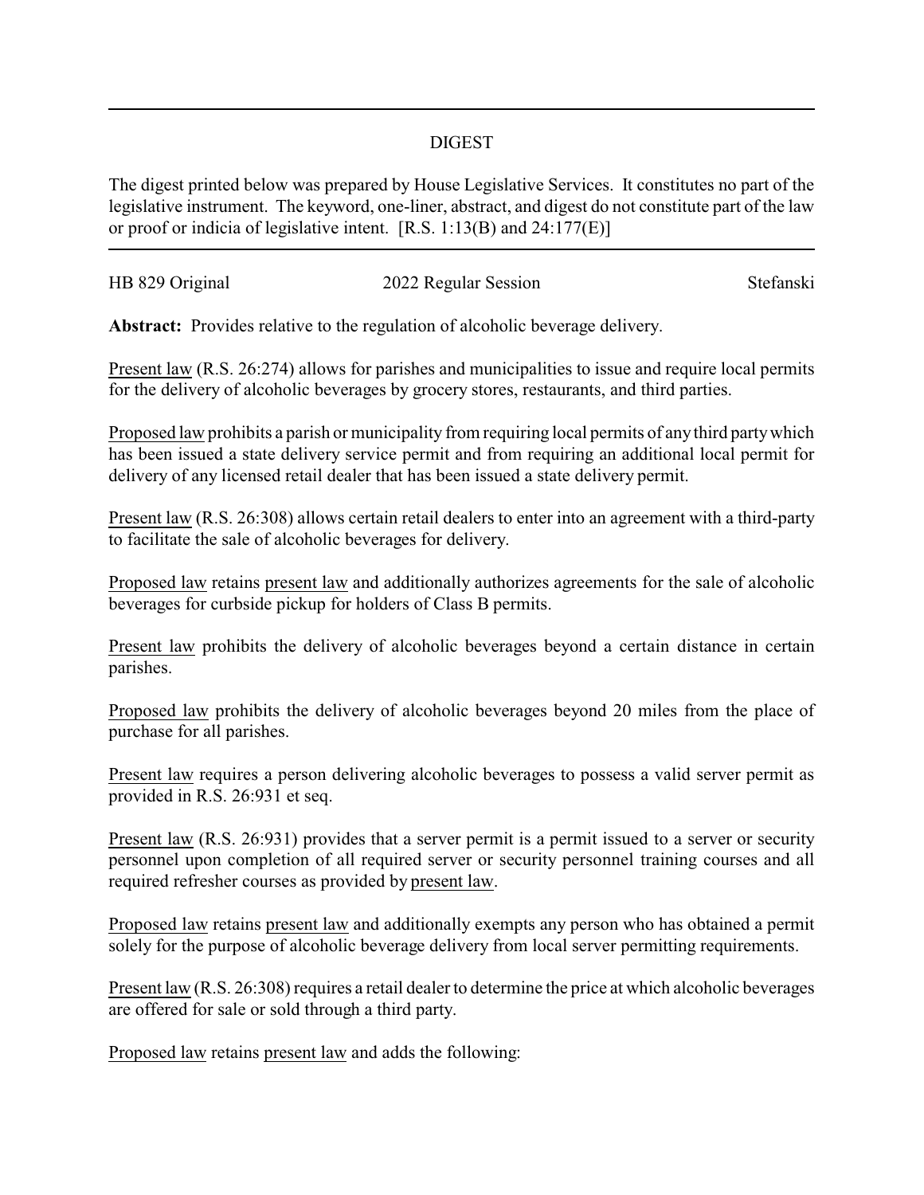# DIGEST

The digest printed below was prepared by House Legislative Services. It constitutes no part of the legislative instrument. The keyword, one-liner, abstract, and digest do not constitute part of the law or proof or indicia of legislative intent. [R.S. 1:13(B) and 24:177(E)]

HB 829 Original — 2022 Regular Session — Stefanski

**Abstract:** Provides relative to the regulation of alcoholic beverage delivery.

Present law (R.S. 26:274) allows for parishes and municipalities to issue and require local permits for the delivery of alcoholic beverages by grocery stores, restaurants, and third parties.

Proposed law prohibits a parish or municipality from requiring local permits of any third party which has been issued a state delivery service permit and from requiring an additional local permit for delivery of any licensed retail dealer that has been issued a state delivery permit.

Present law (R.S. 26:308) allows certain retail dealers to enter into an agreement with a third-party to facilitate the sale of alcoholic beverages for delivery.

Proposed law retains present law and additionally authorizes agreements for the sale of alcoholic beverages for curbside pickup for holders of Class B permits.

Present law prohibits the delivery of alcoholic beverages beyond a certain distance in certain parishes.

Proposed law prohibits the delivery of alcoholic beverages beyond 20 miles from the place of purchase for all parishes.

Present law requires a person delivering alcoholic beverages to possess a valid server permit as provided in R.S. 26:931 et seq.

Present law (R.S. 26:931) provides that a server permit is a permit issued to a server or security personnel upon completion of all required server or security personnel training courses and all required refresher courses as provided by present law.

Proposed law retains present law and additionally exempts any person who has obtained a permit solely for the purpose of alcoholic beverage delivery from local server permitting requirements.

Present law (R.S. 26:308) requires a retail dealer to determine the price at which alcoholic beverages are offered for sale or sold through a third party.

Proposed law retains present law and adds the following: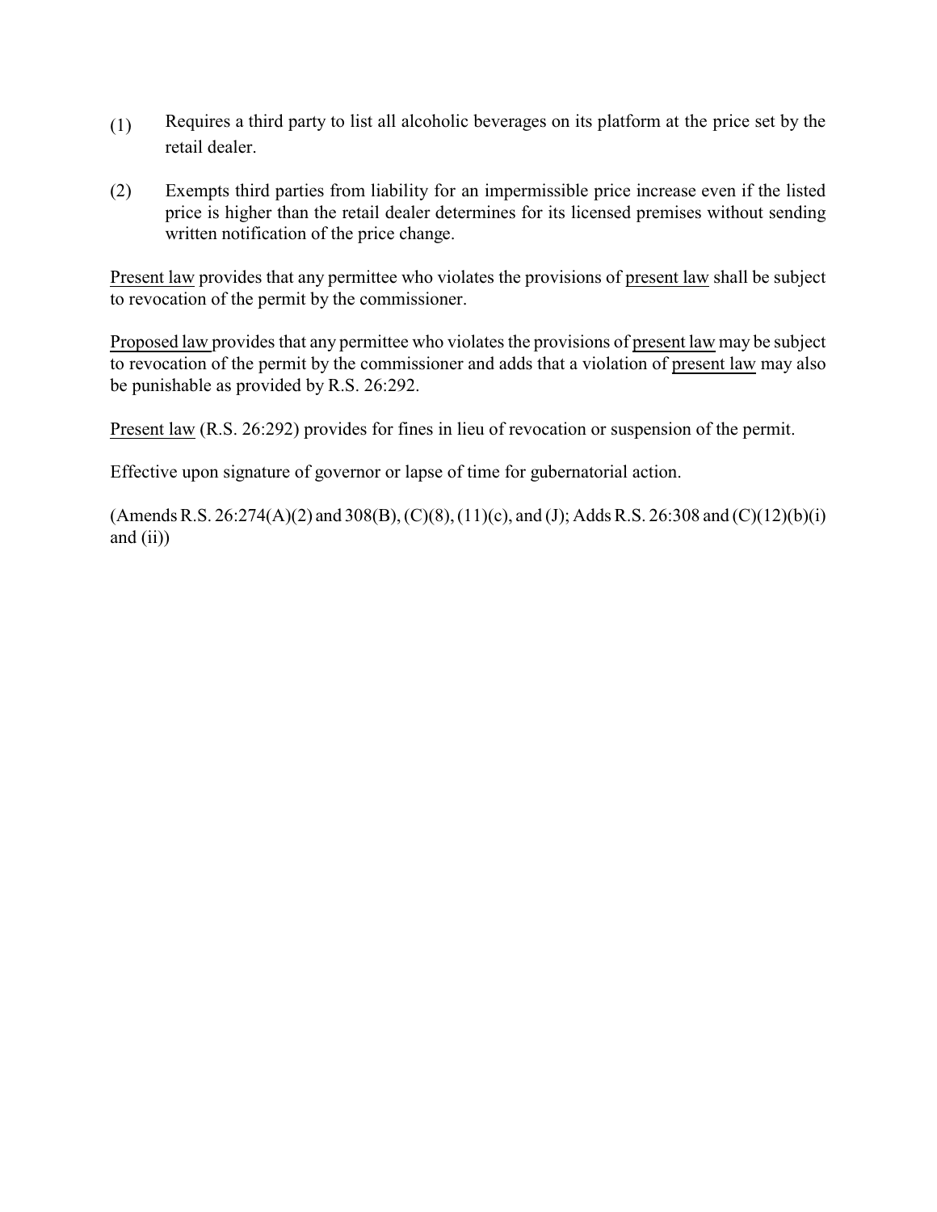(1) Requires a third party to list all alcoholic beverages on its platform at the price set by the retail dealer.

(2) Exempts third parties from liability for an impermissible price increase even if the listed price is higher than the retail dealer determines for its licensed premises without sending written notification of the price change.

Present law provides that any permittee who violates the provisions of present law shall be subject to revocation of the permit by the commissioner.

Proposed law provides that any permittee who violates the provisions of present law may be subject to revocation of the permit by the commissioner and adds that a violation of present law may also be punishable as provided by R.S. 26:292.

Present law (R.S. 26:292) provides for fines in lieu of revocation or suspension of the permit.

Effective upon signature of governor or lapse of time for gubernatorial action.

(Amends R.S. 26:274(A)(2) and 308(B), (C)(8), (11)(c), and (J); Adds R.S. 26:308 and (C)(12)(b)(i) and (ii))